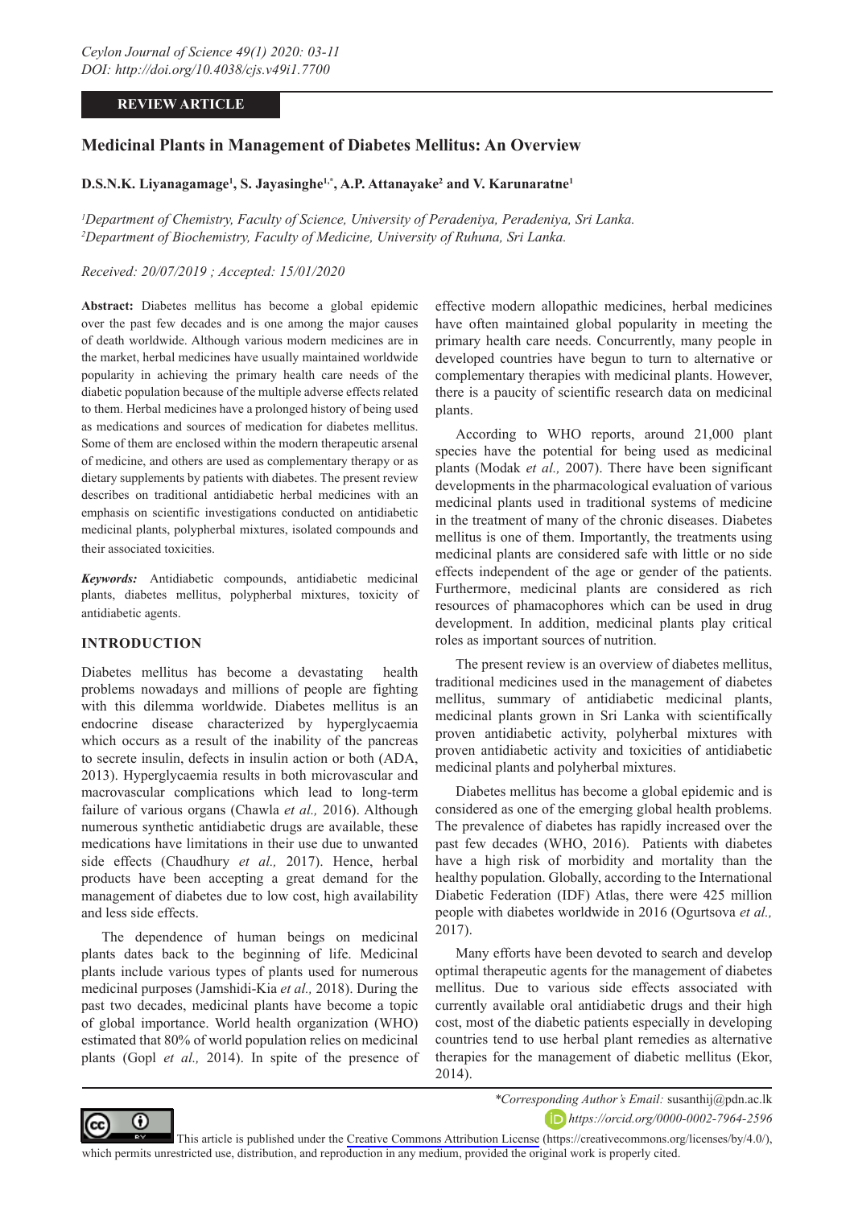REVIEW ARTICLE

# Medicinal Plants in Management of Diabetes Mellitus: An Overview

**D.S.N.K. Liyanagamage[1], S. Jayasinghe[1,*], A.P. Attanayake[2] and V. Karunaratne[1]**

*[1]Department of Chemistry, Faculty of Science, University of Peradeniya, Peradeniya, Sri Lanka.*
*[2]Department of Biochemistry, Faculty of Medicine, University of Ruhuna, Sri Lanka.*

*Received: 20/07/2019 ; Accepted: 15/01/2020*

**Abstract:** Diabetes mellitus has become a global epidemic over the past few decades and is one among the major causes of death worldwide. Although various modern medicines are in the market, herbal medicines have usually maintained worldwide popularity in achieving the primary health care needs of the diabetic population because of the multiple adverse effects related to them. Herbal medicines have a prolonged history of being used as medications and sources of medication for diabetes mellitus. Some of them are enclosed within the modern therapeutic arsenal of medicine, and others are used as complementary therapy or as dietary supplements by patients with diabetes. The present review describes on traditional antidiabetic herbal medicines with an emphasis on scientific investigations conducted on antidiabetic medicinal plants, polypherbal mixtures, isolated compounds and their associated toxicities.

***Keywords:*** Antidiabetic compounds, antidiabetic medicinal plants, diabetes mellitus, polyherbal mixtures, toxicity of antidiabetic agents.

## INTRODUCTION

Diabetes mellitus has become a devastating health problems nowadays and millions of people are fighting with this dilemma worldwide. Diabetes mellitus is an endocrine disease characterized by hyperglycaemia which occurs as a result of the inability of the pancreas to secrete insulin, defects in insulin action or both (ADA, 2013). Hyperglycaemia results in both microvascular and macrovascular complications which lead to long-term failure of various organs (Chawla *et al.,* 2016). Although numerous synthetic antidiabetic drugs are available, these medications have limitations in their use due to unwanted side effects (Chaudhury *et al.,* 2017). Hence, herbal products have been accepting a great demand for the management of diabetes due to low cost, high availability and less side effects.

The dependence of human beings on medicinal plants dates back to the beginning of life. Medicinal plants include various types of plants used for numerous medicinal purposes (Jamshidi-Kia *et al.,* 2018). During the past two decades, medicinal plants have become a topic of global importance. World health organization (WHO) estimated that 80% of world population relies on medicinal plants (Gopl *et al.,* 2014). In spite of the presence of effective modern allopathic medicines, herbal medicines have often maintained global popularity in meeting the primary health care needs. Concurrently, many people in developed countries have begun to turn to alternative or complementary therapies with medicinal plants. However, there is a paucity of scientific research data on medicinal plants.

According to WHO reports, around 21,000 plant species have the potential for being used as medicinal plants (Modak *et al.,* 2007). There have been significant developments in the pharmacological evaluation of various medicinal plants used in traditional systems of medicine in the treatment of many of the chronic diseases. Diabetes mellitus is one of them. Importantly, the treatments using medicinal plants are considered safe with little or no side effects independent of the age or gender of the patients. Furthermore, medicinal plants are considered as rich resources of phamacophores which can be used in drug development. In addition, medicinal plants play critical roles as important sources of nutrition.

The present review is an overview of diabetes mellitus, traditional medicines used in the management of diabetes mellitus, summary of antidiabetic medicinal plants, medicinal plants grown in Sri Lanka with scientifically proven antidiabetic activity, polyherbal mixtures with proven antidiabetic activity and toxicities of antidiabetic medicinal plants and polyherbal mixtures.

Diabetes mellitus has become a global epidemic and is considered as one of the emerging global health problems. The prevalence of diabetes has rapidly increased over the past few decades (WHO, 2016). Patients with diabetes have a high risk of morbidity and mortality than the healthy population. Globally, according to the International Diabetic Federation (IDF) Atlas, there were 425 million people with diabetes worldwide in 2016 (Ogurtsova *et al.,* 2017).

Many efforts have been devoted to search and develop optimal therapeutic agents for the management of diabetes mellitus. Due to various side effects associated with currently available oral antidiabetic drugs and their high cost, most of the diabetic patients especially in developing countries tend to use herbal plant remedies as alternative therapies for the management of diabetic mellitus (Ekor, 2014).

*\*Corresponding Author's Email:* susanthij@pdn.ac.lk
*https://orcid.org/0000-0002-7964-2596*

This article is published under the Creative Commons Attribution License (https://creativecommons.org/licenses/by/4.0/), which permits unrestricted use, distribution, and reproduction in any medium, provided the original work is properly cited.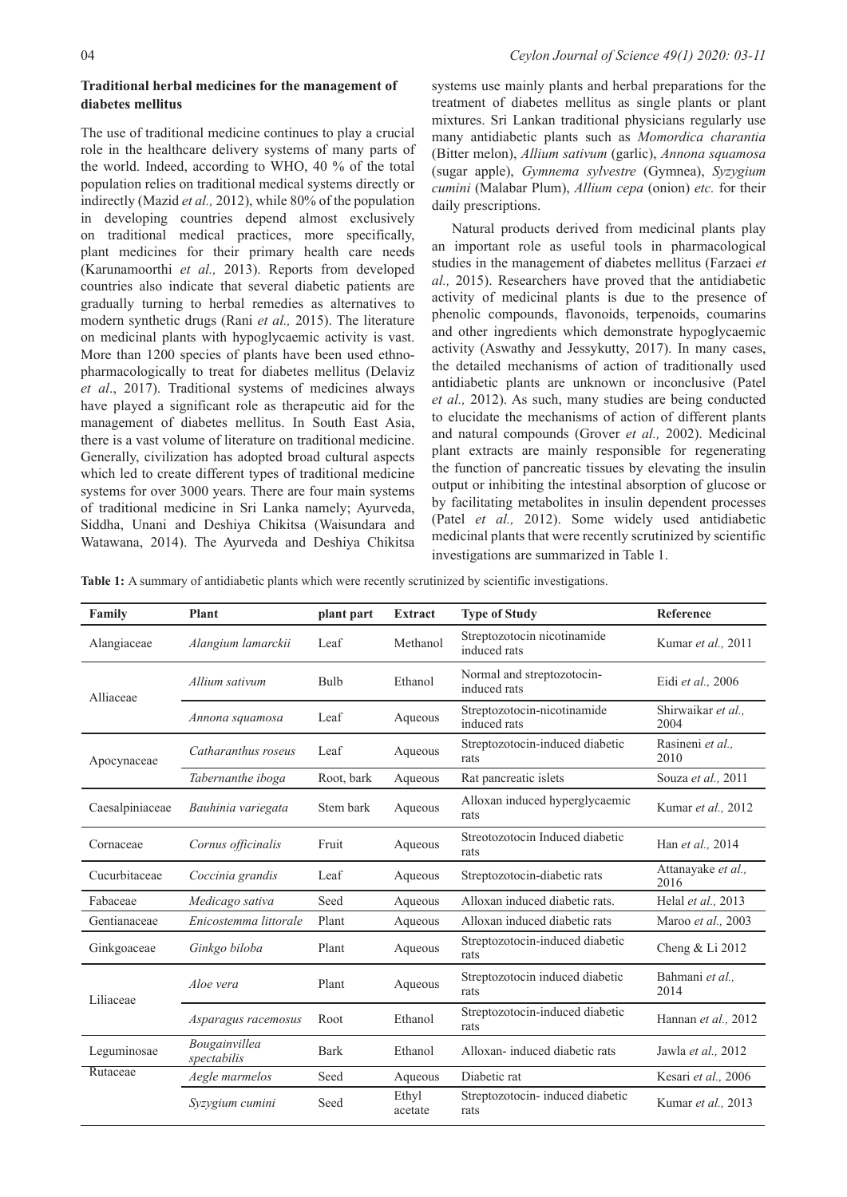### Traditional herbal medicines for the management of diabetes mellitus

The use of traditional medicine continues to play a crucial role in the healthcare delivery systems of many parts of the world. Indeed, according to WHO, 40 % of the total population relies on traditional medical systems directly or indirectly (Mazid *et al.,* 2012), while 80% of the population in developing countries depend almost exclusively on traditional medical practices, more specifically, plant medicines for their primary health care needs (Karunamoorthi *et al.,* 2013). Reports from developed countries also indicate that several diabetic patients are gradually turning to herbal remedies as alternatives to modern synthetic drugs (Rani *et al.,* 2015). The literature on medicinal plants with hypoglycaemic activity is vast. More than 1200 species of plants have been used ethno-pharmacologically to treat for diabetes mellitus (Delaviz *et al*., 2017). Traditional systems of medicines always have played a significant role as therapeutic aid for the management of diabetes mellitus. In South East Asia, there is a vast volume of literature on traditional medicine. Generally, civilization has adopted broad cultural aspects which led to create different types of traditional medicine systems for over 3000 years. There are four main systems of traditional medicine in Sri Lanka namely; Ayurveda, Siddha, Unani and Deshiya Chikitsa (Waisundara and Watawana, 2014). The Ayurveda and Deshiya Chikitsa systems use mainly plants and herbal preparations for the treatment of diabetes mellitus as single plants or plant mixtures. Sri Lankan traditional physicians regularly use many antidiabetic plants such as *Momordica charantia* (Bitter melon), *Allium sativum* (garlic), *Annona squamosa* (sugar apple), *Gymnema sylvestre* (Gymnea), *Syzygium cumini* (Malabar Plum), *Allium cepa* (onion) *etc.* for their daily prescriptions.

Natural products derived from medicinal plants play an important role as useful tools in pharmacological studies in the management of diabetes mellitus (Farzaei *et al.,* 2015). Researchers have proved that the antidiabetic activity of medicinal plants is due to the presence of phenolic compounds, flavonoids, terpenoids, coumarins and other ingredients which demonstrate hypoglycaemic activity (Aswathy and Jessykutty, 2017). In many cases, the detailed mechanisms of action of traditionally used antidiabetic plants are unknown or inconclusive (Patel *et al.,* 2012). As such, many studies are being conducted to elucidate the mechanisms of action of different plants and natural compounds (Grover *et al.,* 2002). Medicinal plant extracts are mainly responsible for regenerating the function of pancreatic tissues by elevating the insulin output or inhibiting the intestinal absorption of glucose or by facilitating metabolites in insulin dependent processes (Patel *et al.,* 2012). Some widely used antidiabetic medicinal plants that were recently scrutinized by scientific investigations are summarized in Table 1.

**Table 1:** A summary of antidiabetic plants which were recently scrutinized by scientific investigations.

| Family | Plant | plant part | Extract | Type of Study | Reference |
|---|---|---|---|---|---|
| Alangiaceae | *Alangium lamarckii* | Leaf | Methanol | Streptozotocin nicotinamide induced rats | Kumar *et al.,* 2011 |
| Alliaceae | *Allium sativum* | Bulb | Ethanol | Normal and streptozotocin-induced rats | Eidi *et al.,* 2006 |
| | *Annona squamosa* | Leaf | Aqueous | Streptozotocin-nicotinamide induced rats | Shirwaikar *et al.,* 2004 |
| Apocynaceae | *Catharanthus roseus* | Leaf | Aqueous | Streptozotocin-induced diabetic rats | Rasineni *et al.,* 2010 |
| | *Tabernanthe iboga* | Root, bark | Aqueous | Rat pancreatic islets | Souza *et al.,* 2011 |
| Caesalpiniaceae | *Bauhinia variegata* | Stem bark | Aqueous | Alloxan induced hyperglycaemic rats | Kumar *et al.,* 2012 |
| Cornaceae | *Cornus officinalis* | Fruit | Aqueous | Streotozotocin Induced diabetic rats | Han *et al.,* 2014 |
| Cucurbitaceae | *Coccinia grandis* | Leaf | Aqueous | Streptozotocin-diabetic rats | Attanayake *et al.,* 2016 |
| Fabaceae | *Medicago sativa* | Seed | Aqueous | Alloxan induced diabetic rats. | Helal *et al.,* 2013 |
| Gentianaceae | *Enicostemma littorale* | Plant | Aqueous | Alloxan induced diabetic rats | Maroo *et al.,* 2003 |
| Ginkgoaceae | *Ginkgo biloba* | Plant | Aqueous | Streptozotocin-induced diabetic rats | Cheng & Li 2012 |
| Liliaceae | *Aloe vera* | Plant | Aqueous | Streptozotocin induced diabetic rats | Bahmani *et al.,* 2014 |
| | *Asparagus racemosus* | Root | Ethanol | Streptozotocin-induced diabetic rats | Hannan *et al.,* 2012 |
| Leguminosae | *Bougainvillea spectabilis* | Bark | Ethanol | Alloxan- induced diabetic rats | Jawla *et al.,* 2012 |
| Rutaceae | *Aegle marmelos* | Seed | Aqueous | Diabetic rat | Kesari *et al.,* 2006 |
| | *Syzygium cumini* | Seed | Ethyl acetate | Streptozotocin- induced diabetic rats | Kumar *et al.,* 2013 |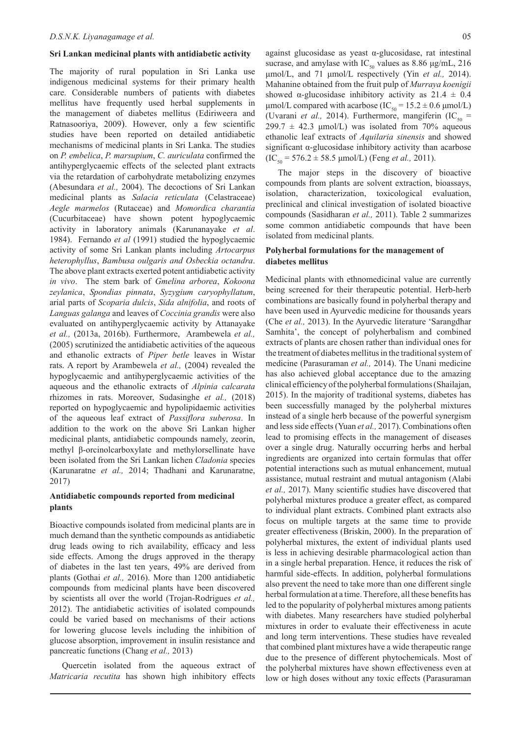### Sri Lankan medicinal plants with antidiabetic activity

The majority of rural population in Sri Lanka use indigenous medicinal systems for their primary health care. Considerable numbers of patients with diabetes mellitus have frequently used herbal supplements in the management of diabetes mellitus (Ediriweera and Ratnasooriya, 2009). However, only a few scientific studies have been reported on detailed antidiabetic mechanisms of medicinal plants in Sri Lanka. The studies on *P. embelica*, *P. marsupium*, *C. auriculata* confirmed the antihyperglycaemic effects of the selected plant extracts via the retardation of carbohydrate metabolizing enzymes (Abesundara *et al.,* 2004). The decoctions of Sri Lankan medicinal plants as *Salacia reticulata* (Celastraceae) *Aegle marmelos* (Rutaceae) and *Momordica charantia* (Cucurbitaceae) have shown potent hypoglycaemic activity in laboratory animals (Karunanayake *et al*. 1984). Fernando *et al* (1991) studied the hypoglycaemic activity of some Sri Lankan plants including *Artocarpus heterophyllus*, *Bambusa oulgaris and Osbeckia octandra*. The above plant extracts exerted potent antidiabetic activity *in vivo*. The stem bark of *Gmelina arborea*, *Kokoona zeylanica*, *Spondias pinnata*, *Syzygium caryophyllatum*, arial parts of *Scoparia dulcis*, *Sida alnifolia*, and roots of *Languas galanga* and leaves of *Coccinia grandis* were also evaluated on antihyperglycaemic activity by Attanayake *et al.,* (2013a, 2016b). Furthermore, Arambewela *et al.,* (2005) scrutinized the antidiabetic activities of the aqueous and ethanolic extracts of *Piper betle* leaves in Wistar rats. A report by Arambewela *et al.,* (2004) revealed the hypoglycaemic and antihyperglycaemic activities of the aqueous and the ethanolic extracts of *Alpinia calcarata* rhizomes in rats. Moreover, Sudasinghe *et al.,* (2018) reported on hypoglycaemic and hypolipidaemic activities of the aqueous leaf extract of *Passiflora suberosa*. In addition to the work on the above Sri Lankan higher medicinal plants, antidiabetic compounds namely, zeorin, methyl β-orcinolcarboxylate and methylorsellinate have been isolated from the Sri Lankan lichen *Cladonia* species (Karunaratne *et al.,* 2014; Thadhani and Karunaratne, 2017)

### Antidiabetic compounds reported from medicinal plants

Bioactive compounds isolated from medicinal plants are in much demand than the synthetic compounds as antidiabetic drug leads owing to rich availability, efficacy and less side effects. Among the drugs approved in the therapy of diabetes in the last ten years, 49% are derived from plants (Gothai *et al.,* 2016). More than 1200 antidiabetic compounds from medicinal plants have been discovered by scientists all over the world (Trojan-Rodrigues *et al.,* 2012). The antidiabetic activities of isolated compounds could be varied based on mechanisms of their actions for lowering glucose levels including the inhibition of glucose absorption, improvement in insulin resistance and pancreatic functions (Chang *et al.,* 2013)

Quercetin isolated from the aqueous extract of *Matricaria recutita* has shown high inhibitory effects against glucosidase as yeast α-glucosidase, rat intestinal sucrase, and amylase with $IC_{50}$ values as 8.86 μg/mL, 216 μmol/L, and 71 μmol/L respectively (Yin *et al.,* 2014). Mahanine obtained from the fruit pulp of *Murraya koenigii* showed α-glucosidase inhibitory activity as 21.4 ± 0.4 μmol/L compared with acarbose ($IC_{50}$ = 15.2 ± 0.6 μmol/L) (Uvarani *et al.,* 2014). Furthermore, mangiferin ($IC_{50}$ = 299.7 ± 42.3 μmol/L) was isolated from 70% aqueous ethanolic leaf extracts of *Aquilaria sinensis* and showed significant α-glucosidase inhibitory activity than acarbose ($IC_{50}$ = 576.2 ± 58.5 μmol/L) (Feng *et al.,* 2011).

The major steps in the discovery of bioactive compounds from plants are solvent extraction, bioassays, isolation, characterization, toxicological evaluation, preclinical and clinical investigation of isolated bioactive compounds (Sasidharan *et al.,* 2011). Table 2 summarizes some common antidiabetic compounds that have been isolated from medicinal plants.

### Polyherbal formulations for the management of diabetes mellitus

Medicinal plants with ethnomedicinal value are currently being screened for their therapeutic potential. Herb-herb combinations are basically found in polyherbal therapy and have been used in Ayurvedic medicine for thousands years (Che *et al.,* 2013). In the Ayurvedic literature 'Sarangdhar Samhita', the concept of polyherbalism and combined extracts of plants are chosen rather than individual ones for the treatment of diabetes mellitus in the traditional system of medicine (Parasuraman *et al.,* 2014). The Unani medicine has also achieved global acceptance due to the amazing clinical efficiency of the polyherbal formulations (Shailajan, 2015). In the majority of traditional systems, diabetes has been successfully managed by the polyherbal mixtures instead of a single herb because of the powerful synergism and less side effects (Yuan *et al.,* 2017). Combinations often lead to promising effects in the management of diseases over a single drug. Naturally occurring herbs and herbal ingredients are organized into certain formulas that offer potential interactions such as mutual enhancement, mutual assistance, mutual restraint and mutual antagonism (Alabi *et al.,* 2017). Many scientific studies have discovered that polyherbal mixtures produce a greater effect, as compared to individual plant extracts. Combined plant extracts also focus on multiple targets at the same time to provide greater effectiveness (Briskin, 2000). In the preparation of polyherbal mixtures, the extent of individual plants used is less in achieving desirable pharmacological action than in a single herbal preparation. Hence, it reduces the risk of harmful side-effects. In addition, polyherbal formulations also prevent the need to take more than one different single herbal formulation at a time. Therefore, all these benefits has led to the popularity of polyherbal mixtures among patients with diabetes. Many researchers have studied polyherbal mixtures in order to evaluate their effectiveness in acute and long term interventions. These studies have revealed that combined plant mixtures have a wide therapeutic range due to the presence of different phytochemicals. Most of the polyherbal mixtures have shown effectiveness even at low or high doses without any toxic effects (Parasuraman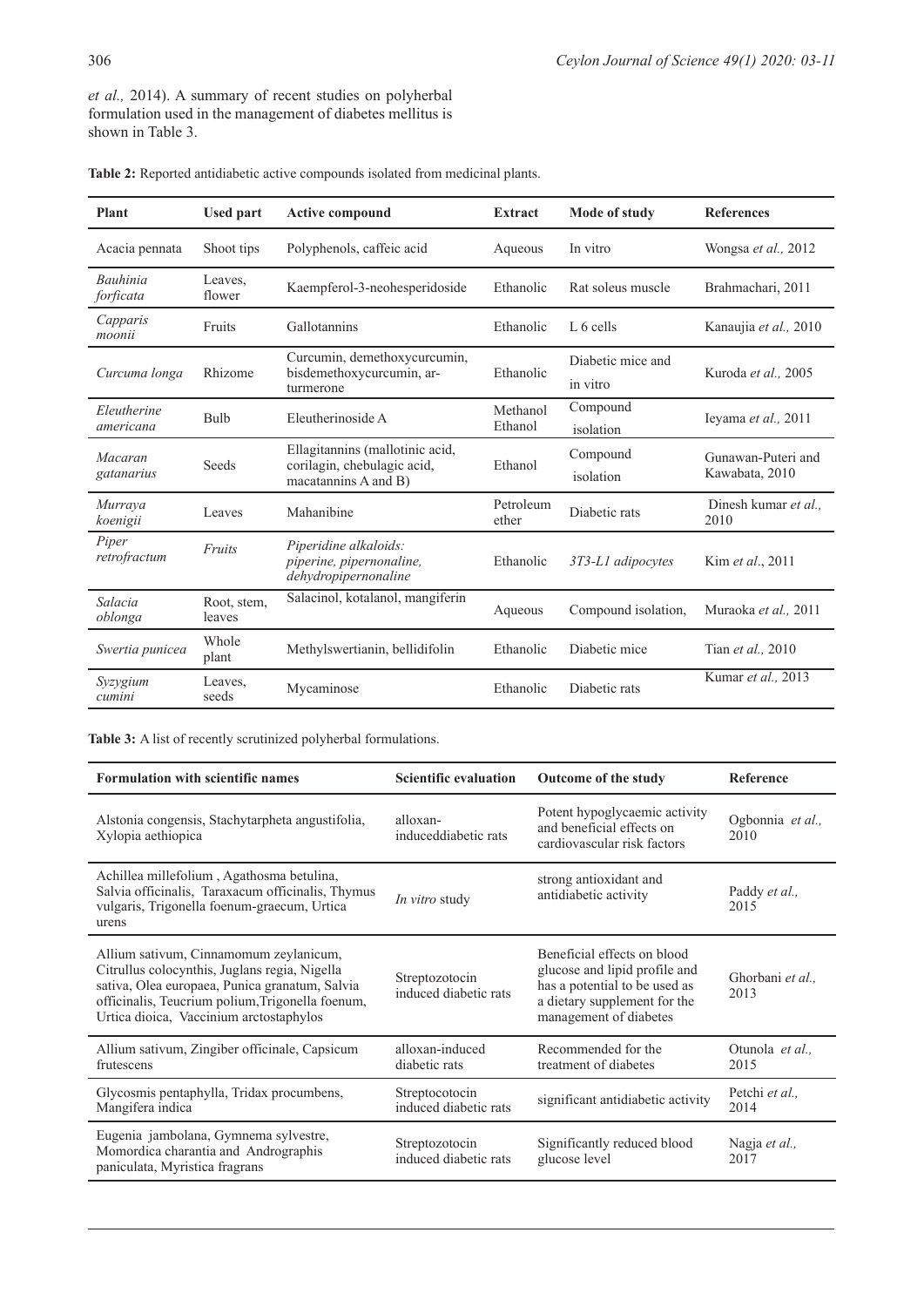*et al.,* 2014). A summary of recent studies on polyherbal formulation used in the management of diabetes mellitus is shown in Table 3.

**Table 2:** Reported antidiabetic active compounds isolated from medicinal plants.

| Plant | Used part | Active compound | Extract | Mode of study | References |
|---|---|---|---|---|---|
| Acacia pennata | Shoot tips | Polyphenols, caffeic acid | Aqueous | In vitro | Wongsa *et al.,* 2012 |
| *Bauhinia forficata* | Leaves, flower | Kaempferol-3-neohesperidoside | Ethanolic | Rat soleus muscle | Brahmachari, 2011 |
| *Capparis moonii* | Fruits | Gallotannins | Ethanolic | L 6 cells | Kanaujia *et al.,* 2010 |
| *Curcuma longa* | Rhizome | Curcumin, demethoxycurcumin, bisdemethoxycurcumin, ar-turmerone | Ethanolic | Diabetic mice and in vitro | Kuroda *et al.,* 2005 |
| *Eleutherine americana* | Bulb | Eleutherinoside A | Methanol Ethanol | Compound isolation | Ieyama *et al.,* 2011 |
| *Macaran gatanarius* | Seeds | Ellagitannins (mallotinic acid, corilagin, chebulagic acid, macatannins A and B) | Ethanol | Compound isolation | Gunawan-Puteri and Kawabata, 2010 |
| *Murraya koenigii* | Leaves | Mahanibine | Petroleum ether | Diabetic rats | Dinesh kumar *et al.,* 2010 |
| *Piper retrofractum* | *Fruits* | *Piperidine alkaloids: piperine, pipernonaline, dehydropipernonaline* | Ethanolic | *3T3-L1 adipocytes* | Kim *et al*., 2011 |
| *Salacia oblonga* | Root, stem, leaves | Salacinol, kotalanol, mangiferin | Aqueous | Compound isolation, | Muraoka *et al.,* 2011 |
| *Swertia punicea* | Whole plant | Methylswertianin, bellidifolin | Ethanolic | Diabetic mice | Tian *et al.,* 2010 |
| *Syzygium cumini* | Leaves, seeds | Mycaminose | Ethanolic | Diabetic rats | Kumar *et al.,* 2013 |

**Table 3:** A list of recently scrutinized polyherbal formulations.

| Formulation with scientific names | Scientific evaluation | Outcome of the study | Reference |
|---|---|---|---|
| Alstonia congensis, Stachytarpheta angustifolia, Xylopia aethiopica | alloxan-induceddiabetic rats | Potent hypoglycaemic activity and beneficial effects on cardiovascular risk factors | Ogbonnia *et al.,* 2010 |
| Achillea millefolium , Agathosma betulina, Salvia officinalis, Taraxacum officinalis, Thymus vulgaris, Trigonella foenum-graecum, Urtica urens | *In vitro* study | strong antioxidant and antidiabetic activity | Paddy *et al.,* 2015 |
| Allium sativum, Cinnamomum zeylanicum, Citrullus colocynthis, Juglans regia, Nigella sativa, Olea europaea, Punica granatum, Salvia officinalis, Teucrium polium,Trigonella foenum, Urtica dioica, Vaccinium arctostaphylos | Streptozotocin induced diabetic rats | Beneficial effects on blood glucose and lipid profile and has a potential to be used as a dietary supplement for the management of diabetes | Ghorbani *et al.,* 2013 |
| Allium sativum, Zingiber officinale, Capsicum frutescens | alloxan-induced diabetic rats | Recommended for the treatment of diabetes | Otunola *et al.,* 2015 |
| Glycosmis pentaphylla, Tridax procumbens, Mangifera indica | Streptocotocin induced diabetic rats | significant antidiabetic activity | Petchi *et al.,* 2014 |
| Eugenia jambolana, Gymnema sylvestre, Momordica charantia and Andrographis paniculata, Myristica fragrans | Streptozotocin induced diabetic rats | Significantly reduced blood glucose level | Nagja *et al.,* 2017 |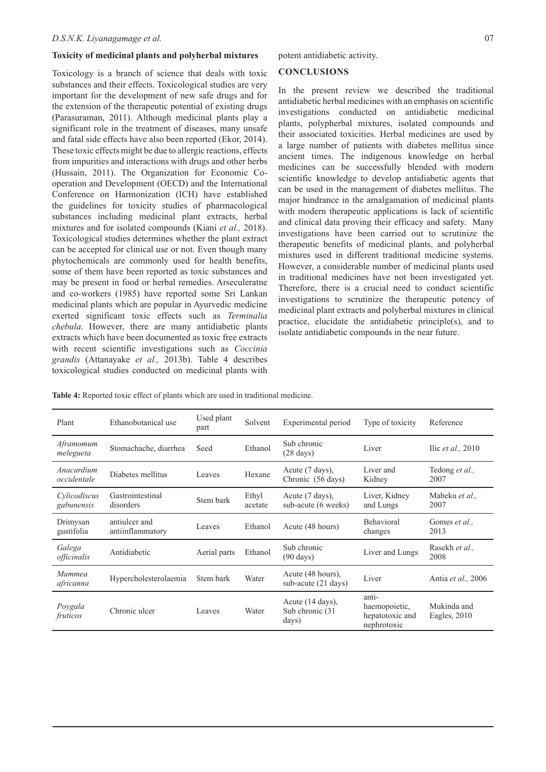### Toxicity of medicinal plants and polyherbal mixtures

Toxicology is a branch of science that deals with toxic substances and their effects. Toxicological studies are very important for the development of new safe drugs and for the extension of the therapeutic potential of existing drugs (Parasuraman, 2011). Although medicinal plants play a significant role in the treatment of diseases, many unsafe and fatal side effects have also been reported (Ekor, 2014). These toxic effects might be due to allergic reactions, effects from impurities and interactions with drugs and other herbs (Hussain, 2011). The Organization for Economic Co-operation and Development (OECD) and the International Conference on Harmonization (ICH) have established the guidelines for toxicity studies of pharmacological substances including medicinal plant extracts, herbal mixtures and for isolated compounds (Kiani *et al.,* 2018). Toxicological studies determines whether the plant extract can be accepted for clinical use or not. Even though many phytochemicals are commonly used for health benefits, some of them have been reported as toxic substances and may be present in food or herbal remedies. Arseculeratne and co-workers (1985) have reported some Sri Lankan medicinal plants which are popular in Ayurvedic medicine exerted significant toxic effects such as *Terminalia chebula*. However, there are many antidiabetic plants extracts which have been documented as toxic free extracts with recent scientific investigations such as *Coccinia grandis* (Attanayake *et al.,* 2013b). Table 4 describes toxicological studies conducted on medicinal plants with potent antidiabetic activity.

## CONCLUSIONS

In the present review we described the traditional antidiabetic herbal medicines with an emphasis on scientific investigations conducted on antidiabetic medicinal plants, polypherbal mixtures, isolated compounds and their associated toxicities. Herbal medicines are used by a large number of patients with diabetes mellitus since ancient times. The indigenous knowledge on herbal medicines can be successfully blended with modern scientific knowledge to develop antidiabetic agents that can be used in the management of diabetes mellitus. The major hindrance in the amalgamation of medicinal plants with modern therapeutic applications is lack of scientific and clinical data proving their efficacy and safety. Many investigations have been carried out to scrutinize the therapeutic benefits of medicinal plants, and polyherbal mixtures used in different traditional medicine systems. However, a considerable number of medicinal plants used in traditional medicines have not been investigated yet. Therefore, there is a crucial need to conduct scientific investigations to scrutinize the therapeutic potency of medicinal plant extracts and polyherbal mixtures in clinical practice, elucidate the antidiabetic principle(s), and to isolate antidiabetic compounds in the near future.

**Table 4:** Reported toxic effect of plants which are used in traditional medicine.

| Plant | Ethanobotanical use | Used plant part | Solvent | Experimental period | Type of toxicity | Reference |
|---|---|---|---|---|---|---|
| *Aframomum melegueta* | Stomachache, diarrhea | Seed | Ethanol | Sub chronic (28 days) | Liver | Ilic *et al.,* 2010 |
| *Anacardium occidentale* | Diabetes mellitus | Leaves | Hexane | Acute (7 days), Chronic (56 days) | Liver and Kidney | Tedong *et al.,* 2007 |
| *Cylicodiscus gabunensis* | Gastrointestinal disorders | Stem bark | Ethyl acetate | Acute (7 days), sub-acute (6 weeks) | Liver, Kidney and Lungs | Mabeku *et al.,* 2007 |
| Drimysan gustifolia | antiulcer and antiinflammatory | Leaves | Ethanol | Acute (48 hours) | Behavioral changes | Gomes *et al.,* 2013 |
| *Galega officinalis* | Antidiabetic | Aerial parts | Ethanol | Sub chronic (90 days) | Liver and Lungs | Rasekh *et al.,* 2008 |
| *Mammea africanna* | Hypercholesterolaemia | Stem bark | Water | Acute (48 hours), sub-acute (21 days) | Liver | Antia *et al.,* 2006 |
| *Poygala fruticos* | Chronic ulcer | Leaves | Water | Acute (14 days), Sub chronic (31 days) | anti-haemopoietic, hepatotoxic and nephrotoxic | Mukinda and Eagles, 2010 |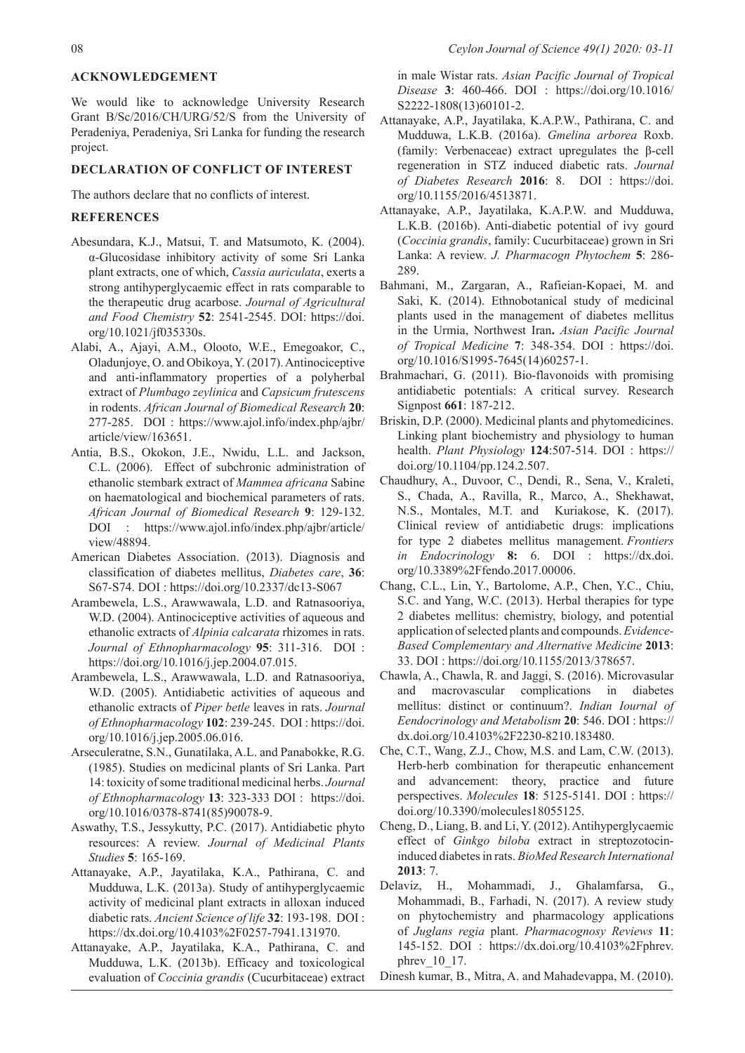## ACKNOWLEDGEMENT

We would like to acknowledge University Research Grant B/Sc/2016/CH/URG/52/S from the University of Peradeniya, Peradeniya, Sri Lanka for funding the research project.

## DECLARATION OF CONFLICT OF INTEREST

The authors declare that no conflicts of interest.

## REFERENCES

Abesundara, K.J., Matsui, T. and Matsumoto, K. (2004). α-Glucosidase inhibitory activity of some Sri Lanka plant extracts, one of which, *Cassia auriculata*, exerts a strong antihyperglycaemic effect in rats comparable to the therapeutic drug acarbose. *Journal of Agricultural and Food Chemistry* **52**: 2541-2545. DOI: https://doi.org/10.1021/jf035330s.

Alabi, A., Ajayi, A.M., Olooto, W.E., Emegoakor, C., Oladunjoye, O. and Obikoya, Y. (2017). Antinociceptive and anti-inflammatory properties of a polyherbal extract of *Plumbago zeylinica* and *Capsicum frutescens* in rodents. *African Journal of Biomedical Research* **20**: 277-285. DOI : https://www.ajol.info/index.php/ajbr/article/view/163651.

Antia, B.S., Okokon, J.E., Nwidu, L.L. and Jackson, C.L. (2006). Effect of subchronic administration of ethanolic stembark extract of *Mammea africana* Sabine on haematological and biochemical parameters of rats. *African Journal of Biomedical Research* **9**: 129-132. DOI : https://www.ajol.info/index.php/ajbr/article/view/48894.

American Diabetes Association. (2013). Diagnosis and classification of diabetes mellitus, *Diabetes care*, **36**: S67-S74. DOI : https://doi.org/10.2337/dc13-S067

Arambewela, L.S., Arawwawala, L.D. and Ratnasooriya, W.D. (2004). Antinociceptive activities of aqueous and ethanolic extracts of *Alpinia calcarata* rhizomes in rats. *Journal of Ethnopharmacology* **95**: 311-316. DOI : https://doi.org/10.1016/j.jep.2004.07.015.

Arambewela, L.S., Arawwawala, L.D. and Ratnasooriya, W.D. (2005). Antidiabetic activities of aqueous and ethanolic extracts of *Piper betle* leaves in rats. *Journal of Ethnopharmacology* **102**: 239-245. DOI : https://doi.org/10.1016/j.jep.2005.06.016.

Arseculeratne, S.N., Gunatilaka, A.L. and Panabokke, R.G. (1985). Studies on medicinal plants of Sri Lanka. Part 14: toxicity of some traditional medicinal herbs. *Journal of Ethnopharmacology* **13**: 323-333 DOI : https://doi.org/10.1016/0378-8741(85)90078-9.

Aswathy, T.S., Jessykutty, P.C. (2017). Antidiabetic phyto resources: A review. *Journal of Medicinal Plants Studies* **5**: 165-169.

Attanayake, A.P., Jayatilaka, K.A., Pathirana, C. and Mudduwa, L.K. (2013a). Study of antihyperglycaemic activity of medicinal plant extracts in alloxan induced diabetic rats. *Ancient Science of life* **32**: 193-198. DOI : https://dx.doi.org/10.4103%2F0257-7941.131970.

Attanayake, A.P., Jayatilaka, K.A., Pathirana, C. and Mudduwa, L.K. (2013b). Efficacy and toxicological evaluation of *Coccinia grandis* (Cucurbitaceae) extract in male Wistar rats. *Asian Pacific Journal of Tropical Disease* **3**: 460-466. DOI : https://doi.org/10.1016/S2222-1808(13)60101-2.

Attanayake, A.P., Jayatilaka, K.A.P.W., Pathirana, C. and Mudduwa, L.K.B. (2016a). *Gmelina arborea* Roxb. (family: Verbenaceae) extract upregulates the β-cell regeneration in STZ induced diabetic rats. *Journal of Diabetes Research* **2016**: 8. DOI : https://doi.org/10.1155/2016/4513871.

Attanayake, A.P., Jayatilaka, K.A.P.W. and Mudduwa, L.K.B. (2016b). Anti-diabetic potential of ivy gourd (*Coccinia grandis*, family: Cucurbitaceae) grown in Sri Lanka: A review. *J. Pharmacogn Phytochem* **5**: 286-289.

Bahmani, M., Zargaran, A., Rafieian-Kopaei, M. and Saki, K. (2014). Ethnobotanical study of medicinal plants used in the management of diabetes mellitus in the Urmia, Northwest Iran**.** *Asian Pacific Journal of Tropical Medicine* **7**: 348-354. DOI : https://doi.org/10.1016/S1995-7645(14)60257-1.

Brahmachari, G. (2011). Bio-flavonoids with promising antidiabetic potentials: A critical survey. Research Signpost **661**: 187-212.

Briskin, D.P. (2000). Medicinal plants and phytomedicines. Linking plant biochemistry and physiology to human health. *Plant Physiology* **124**:507-514. DOI : https://doi.org/10.1104/pp.124.2.507.

Chaudhury, A., Duvoor, C., Dendi, R., Sena, V., Kraleti, S., Chada, A., Ravilla, R., Marco, A., Shekhawat, N.S., Montales, M.T. and Kuriakose, K. (2017). Clinical review of antidiabetic drugs: implications for type 2 diabetes mellitus management. *Frontiers in Endocrinology* **8:** 6. DOI : https://dx.doi.org/10.3389%2Ffendo.2017.00006.

Chang, C.L., Lin, Y., Bartolome, A.P., Chen, Y.C., Chiu, S.C. and Yang, W.C. (2013). Herbal therapies for type 2 diabetes mellitus: chemistry, biology, and potential application of selected plants and compounds. *Evidence-Based Complementary and Alternative Medicine* **2013**: 33. DOI : https://doi.org/10.1155/2013/378657.

Chawla, A., Chawla, R. and Jaggi, S. (2016). Microvasular and macrovascular complications in diabetes mellitus: distinct or continuum?. *Indian Iournal of Eendocrinology and Metabolism* **20**: 546. DOI : https://dx.doi.org/10.4103%2F2230-8210.183480.

Che, C.T., Wang, Z.J., Chow, M.S. and Lam, C.W. (2013). Herb-herb combination for therapeutic enhancement and advancement: theory, practice and future perspectives. *Molecules* **18**: 5125-5141. DOI : https://doi.org/10.3390/molecules18055125.

Cheng, D., Liang, B. and Li, Y. (2012). Antihyperglycaemic effect of *Ginkgo biloba* extract in streptozotocin-induced diabetes in rats. *BioMed Research International* **2013**: 7.

Delaviz, H., Mohammadi, J., Ghalamfarsa, G., Mohammadi, B., Farhadi, N. (2017). A review study on phytochemistry and pharmacology applications of *Juglans regia* plant. *Pharmacognosy Reviews* **11**: 145-152. DOI : https://dx.doi.org/10.4103%2Fphrev.phrev_10_17.

Dinesh kumar, B., Mitra, A. and Mahadevappa, M. (2010).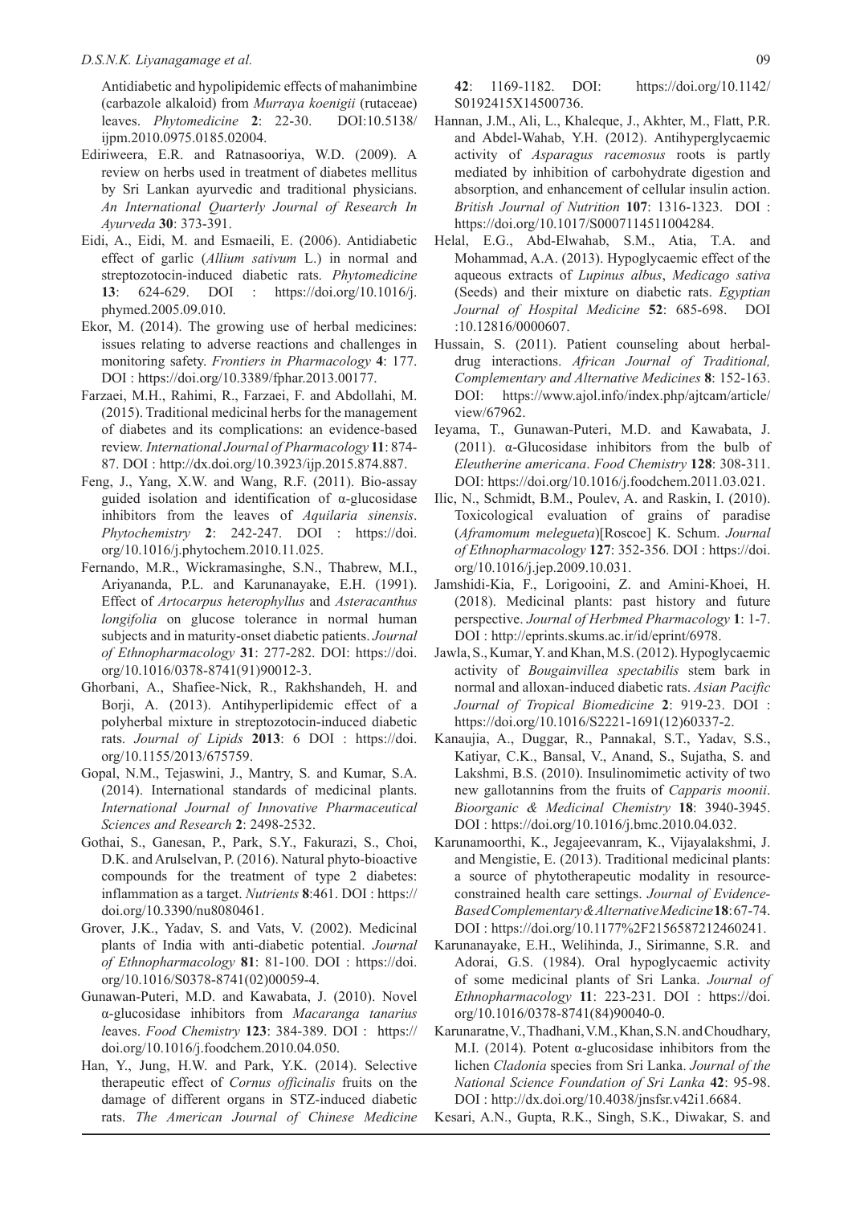Antidiabetic and hypolipidemic effects of mahanimbine (carbazole alkaloid) from *Murraya koenigii* (rutaceae) leaves. *Phytomedicine* **2**: 22-30. DOI:10.5138/ijpm.2010.0975.0185.02004.

Ediriweera, E.R. and Ratnasooriya, W.D. (2009). A review on herbs used in treatment of diabetes mellitus by Sri Lankan ayurvedic and traditional physicians. *An International Quarterly Journal of Research In Ayurveda* **30**: 373-391.

Eidi, A., Eidi, M. and Esmaeili, E. (2006). Antidiabetic effect of garlic (*Allium sativum* L.) in normal and streptozotocin-induced diabetic rats. *Phytomedicine* **13**: 624-629. DOI : https://doi.org/10.1016/j.phymed.2005.09.010.

Ekor, M. (2014). The growing use of herbal medicines: issues relating to adverse reactions and challenges in monitoring safety. *Frontiers in Pharmacology* **4**: 177. DOI : https://doi.org/10.3389/fphar.2013.00177.

Farzaei, M.H., Rahimi, R., Farzaei, F. and Abdollahi, M. (2015). Traditional medicinal herbs for the management of diabetes and its complications: an evidence-based review. *International Journal of Pharmacology* **11**: 874-87. DOI : http://dx.doi.org/10.3923/ijp.2015.874.887.

Feng, J., Yang, X.W. and Wang, R.F. (2011). Bio-assay guided isolation and identification of α-glucosidase inhibitors from the leaves of *Aquilaria sinensis*. *Phytochemistry* **2**: 242-247. DOI : https://doi.org/10.1016/j.phytochem.2010.11.025.

Fernando, M.R., Wickramasinghe, S.N., Thabrew, M.I., Ariyananda, P.L. and Karunanayake, E.H. (1991). Effect of *Artocarpus heterophyllus* and *Asteracanthus longifolia* on glucose tolerance in normal human subjects and in maturity-onset diabetic patients. *Journal of Ethnopharmacology* **31**: 277-282. DOI: https://doi.org/10.1016/0378-8741(91)90012-3.

Ghorbani, A., Shafiee-Nick, R., Rakhshandeh, H. and Borji, A. (2013). Antihyperlipidemic effect of a polyherbal mixture in streptozotocin-induced diabetic rats. *Journal of Lipids* **2013**: 6 DOI : https://doi.org/10.1155/2013/675759.

Gopal, N.M., Tejaswini, J., Mantry, S. and Kumar, S.A. (2014). International standards of medicinal plants. *International Journal of Innovative Pharmaceutical Sciences and Research* **2**: 2498-2532.

Gothai, S., Ganesan, P., Park, S.Y., Fakurazi, S., Choi, D.K. and Arulselvan, P. (2016). Natural phyto-bioactive compounds for the treatment of type 2 diabetes: inflammation as a target. *Nutrients* **8**:461. DOI : https://doi.org/10.3390/nu8080461.

Grover, J.K., Yadav, S. and Vats, V. (2002). Medicinal plants of India with anti-diabetic potential. *Journal of Ethnopharmacology* **81**: 81-100. DOI : https://doi.org/10.1016/S0378-8741(02)00059-4.

Gunawan-Puteri, M.D. and Kawabata, J. (2010). Novel α-glucosidase inhibitors from *Macaranga tanarius* leaves. *Food Chemistry* **123**: 384-389. DOI : https://doi.org/10.1016/j.foodchem.2010.04.050.

Han, Y., Jung, H.W. and Park, Y.K. (2014). Selective therapeutic effect of *Cornus officinalis* fruits on the damage of different organs in STZ-induced diabetic rats. *The American Journal of Chinese Medicine* **42**: 1169-1182. DOI: https://doi.org/10.1142/S0192415X14500736.

Hannan, J.M., Ali, L., Khaleque, J., Akhter, M., Flatt, P.R. and Abdel-Wahab, Y.H. (2012). Antihyperglycaemic activity of *Asparagus racemosus* roots is partly mediated by inhibition of carbohydrate digestion and absorption, and enhancement of cellular insulin action. *British Journal of Nutrition* **107**: 1316-1323. DOI : https://doi.org/10.1017/S0007114511004284.

Helal, E.G., Abd-Elwahab, S.M., Atia, T.A. and Mohammad, A.A. (2013). Hypoglycaemic effect of the aqueous extracts of *Lupinus albus*, *Medicago sativa* (Seeds) and their mixture on diabetic rats. *Egyptian Journal of Hospital Medicine* **52**: 685-698. DOI :10.12816/0000607.

Hussain, S. (2011). Patient counseling about herbal-drug interactions. *African Journal of Traditional, Complementary and Alternative Medicines* **8**: 152-163. DOI: https://www.ajol.info/index.php/ajtcam/article/view/67962.

Ieyama, T., Gunawan-Puteri, M.D. and Kawabata, J. (2011). α-Glucosidase inhibitors from the bulb of *Eleutherine americana*. *Food Chemistry* **128**: 308-311. DOI: https://doi.org/10.1016/j.foodchem.2011.03.021.

Ilic, N., Schmidt, B.M., Poulev, A. and Raskin, I. (2010). Toxicological evaluation of grains of paradise (*Aframomum melegueta*)[Roscoe] K. Schum. *Journal of Ethnopharmacology* **127**: 352-356. DOI : https://doi.org/10.1016/j.jep.2009.10.031.

Jamshidi-Kia, F., Lorigooini, Z. and Amini-Khoei, H. (2018). Medicinal plants: past history and future perspective. *Journal of Herbmed Pharmacology* **1**: 1-7. DOI : http://eprints.skums.ac.ir/id/eprint/6978.

Jawla, S., Kumar, Y. and Khan, M.S. (2012). Hypoglycaemic activity of *Bougainvillea spectabilis* stem bark in normal and alloxan-induced diabetic rats. *Asian Pacific Journal of Tropical Biomedicine* **2**: 919-23. DOI : https://doi.org/10.1016/S2221-1691(12)60337-2.

Kanaujia, A., Duggar, R., Pannakal, S.T., Yadav, S.S., Katiyar, C.K., Bansal, V., Anand, S., Sujatha, S. and Lakshmi, B.S. (2010). Insulinomimetic activity of two new gallotannins from the fruits of *Capparis moonii*. *Bioorganic & Medicinal Chemistry* **18**: 3940-3945. DOI : https://doi.org/10.1016/j.bmc.2010.04.032.

Karunamoorthi, K., Jegajeevanram, K., Vijayalakshmi, J. and Mengistie, E. (2013). Traditional medicinal plants: a source of phytotherapeutic modality in resource-constrained health care settings. *Journal of Evidence-Based Complementary & Alternative Medicine* **18**: 67-74. DOI : https://doi.org/10.1177%2F2156587212460241.

Karunanayake, E.H., Welihinda, J., Sirimanne, S.R. and Adorai, G.S. (1984). Oral hypoglycaemic activity of some medicinal plants of Sri Lanka. *Journal of Ethnopharmacology* **11**: 223-231. DOI : https://doi.org/10.1016/0378-8741(84)90040-0.

Karunaratne, V., Thadhani, V.M., Khan, S.N. and Choudhary, M.I. (2014). Potent α-glucosidase inhibitors from the lichen *Cladonia* species from Sri Lanka. *Journal of the National Science Foundation of Sri Lanka* **42**: 95-98. DOI : http://dx.doi.org/10.4038/jnsfsr.v42i1.6684.

Kesari, A.N., Gupta, R.K., Singh, S.K., Diwakar, S. and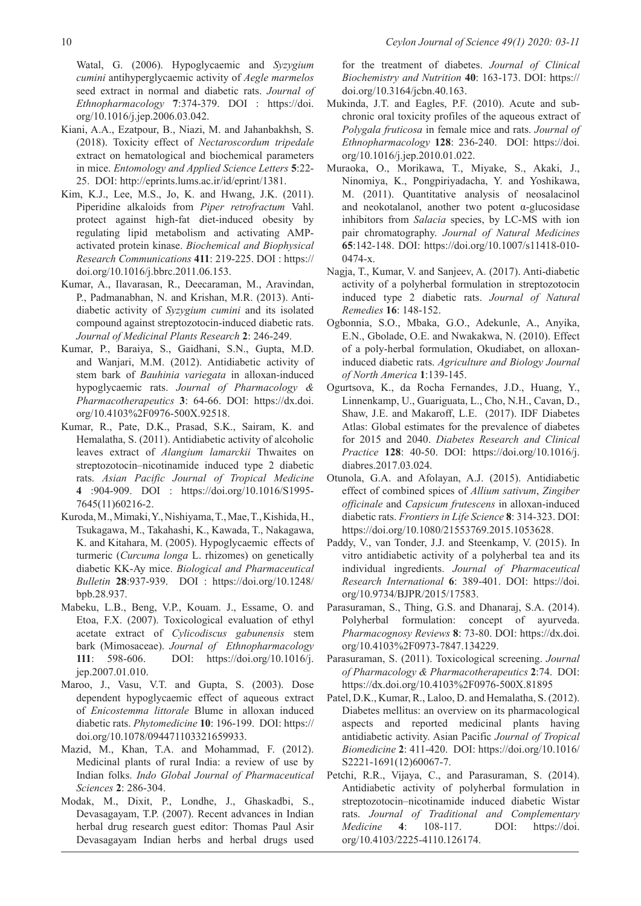Watal, G. (2006). Hypoglycaemic and *Syzygium cumini* antihyperglycaemic activity of *Aegle marmelos* seed extract in normal and diabetic rats. *Journal of Ethnopharmacology* **7**:374-379. DOI : https://doi.org/10.1016/j.jep.2006.03.042.

Kiani, A.A., Ezatpour, B., Niazi, M. and Jahanbakhsh, S. (2018). Toxicity effect of *Nectaroscordum tripedale* extract on hematological and biochemical parameters in mice. *Entomology and Applied Science Letters* **5**:22-25. DOI: http://eprints.lums.ac.ir/id/eprint/1381.

Kim, K.J., Lee, M.S., Jo, K. and Hwang, J.K. (2011). Piperidine alkaloids from *Piper retrofractum* Vahl. protect against high-fat diet-induced obesity by regulating lipid metabolism and activating AMP-activated protein kinase. *Biochemical and Biophysical Research Communications* **411**: 219-225. DOI : https://doi.org/10.1016/j.bbrc.2011.06.153.

Kumar, A., Ilavarasan, R., Deecaraman, M., Aravindan, P., Padmanabhan, N. and Krishan, M.R. (2013). Anti-diabetic activity of *Syzygium cumini* and its isolated compound against streptozotocin-induced diabetic rats. *Journal of Medicinal Plants Research* **2**: 246-249.

Kumar, P., Baraiya, S., Gaidhani, S.N., Gupta, M.D. and Wanjari, M.M. (2012). Antidiabetic activity of stem bark of *Bauhinia variegata* in alloxan-induced hypoglycaemic rats. *Journal of Pharmacology & Pharmacotherapeutics* **3**: 64-66. DOI: https://dx.doi.org/10.4103%2F0976-500X.92518.

Kumar, R., Pate, D.K., Prasad, S.K., Sairam, K. and Hemalatha, S. (2011). Antidiabetic activity of alcoholic leaves extract of *Alangium lamarckii* Thwaites on streptozotocin–nicotinamide induced type 2 diabetic rats. *Asian Pacific Journal of Tropical Medicine* **4** :904-909. DOI : https://doi.org/10.1016/S1995-7645(11)60216-2.

Kuroda, M., Mimaki, Y., Nishiyama, T., Mae, T., Kishida, H., Tsukagawa, M., Takahashi, K., Kawada, T., Nakagawa, K. and Kitahara, M. (2005). Hypoglycaemic effects of turmeric (*Curcuma longa* L. rhizomes) on genetically diabetic KK-Ay mice. *Biological and Pharmaceutical Bulletin* **28**:937-939. DOI : https://doi.org/10.1248/bpb.28.937.

Mabeku, L.B., Beng, V.P., Kouam. J., Essame, O. and Etoa, F.X. (2007). Toxicological evaluation of ethyl acetate extract of *Cylicodiscus gabunensis* stem bark (Mimosaceae). *Journal of Ethnopharmacology* **111**: 598-606. DOI: https://doi.org/10.1016/j.jep.2007.01.010.

Maroo, J., Vasu, V.T. and Gupta, S. (2003). Dose dependent hypoglycaemic effect of aqueous extract of *Enicostemma littorale* Blume in alloxan induced diabetic rats. *Phytomedicine* **10**: 196-199. DOI: https://doi.org/10.1078/094471103321659933.

Mazid, M., Khan, T.A. and Mohammad, F. (2012). Medicinal plants of rural India: a review of use by Indian folks. *Indo Global Journal of Pharmaceutical Sciences* **2**: 286-304.

Modak, M., Dixit, P., Londhe, J., Ghaskadbi, S., Devasagayam, T.P. (2007). Recent advances in Indian herbal drug research guest editor: Thomas Paul Asir Devasagayam Indian herbs and herbal drugs used for the treatment of diabetes. *Journal of Clinical Biochemistry and Nutrition* **40**: 163-173. DOI: https://doi.org/10.3164/jcbn.40.163.

Mukinda, J.T. and Eagles, P.F. (2010). Acute and sub-chronic oral toxicity profiles of the aqueous extract of *Polygala fruticosa* in female mice and rats. *Journal of Ethnopharmacology* **128**: 236-240. DOI: https://doi.org/10.1016/j.jep.2010.01.022.

Muraoka, O., Morikawa, T., Miyake, S., Akaki, J., Ninomiya, K., Pongpiriyadacha, Y. and Yoshikawa, M. (2011). Quantitative analysis of neosalacinol and neokotalanol, another two potent α-glucosidase inhibitors from *Salacia* species, by LC-MS with ion pair chromatography. *Journal of Natural Medicines* **65**:142-148. DOI: https://doi.org/10.1007/s11418-010-0474-x.

Nagja, T., Kumar, V. and Sanjeev, A. (2017). Anti-diabetic activity of a polyherbal formulation in streptozotocin induced type 2 diabetic rats. *Journal of Natural Remedies* **16**: 148-152.

Ogbonnia, S.O., Mbaka, G.O., Adekunle, A., Anyika, E.N., Gbolade, O.E. and Nwakakwa, N. (2010). Effect of a poly-herbal formulation, Okudiabet, on alloxan-induced diabetic rats. *Agriculture and Biology Journal of North America* **1**:139-145.

Ogurtsova, K., da Rocha Fernandes, J.D., Huang, Y., Linnenkamp, U., Guariguata, L., Cho, N.H., Cavan, D., Shaw, J.E. and Makaroff, L.E. (2017). IDF Diabetes Atlas: Global estimates for the prevalence of diabetes for 2015 and 2040. *Diabetes Research and Clinical Practice* **128**: 40-50. DOI: https://doi.org/10.1016/j.diabres.2017.03.024.

Otunola, G.A. and Afolayan, A.J. (2015). Antidiabetic effect of combined spices of *Allium sativum*, *Zingiber officinale* and *Capsicum frutescens* in alloxan-induced diabetic rats. *Frontiers in Life Science* **8**: 314-323. DOI: https://doi.org/10.1080/21553769.2015.1053628.

Paddy, V., van Tonder, J.J. and Steenkamp, V. (2015). In vitro antidiabetic activity of a polyherbal tea and its individual ingredients. *Journal of Pharmaceutical Research International* **6**: 389-401. DOI: https://doi.org/10.9734/BJPR/2015/17583.

Parasuraman, S., Thing, G.S. and Dhanaraj, S.A. (2014). Polyherbal formulation: concept of ayurveda. *Pharmacognosy Reviews* **8**: 73-80. DOI: https://dx.doi.org/10.4103%2F0973-7847.134229.

Parasuraman, S. (2011). Toxicological screening. *Journal of Pharmacology & Pharmacotherapeutics* **2**:74. DOI: https://dx.doi.org/10.4103%2F0976-500X.81895

Patel, D.K., Kumar, R., Laloo, D. and Hemalatha, S. (2012). Diabetes mellitus: an overview on its pharmacological aspects and reported medicinal plants having antidiabetic activity. Asian Pacific *Journal of Tropical Biomedicine* **2**: 411-420. DOI: https://doi.org/10.1016/S2221-1691(12)60067-7.

Petchi, R.R., Vijaya, C., and Parasuraman, S. (2014). Antidiabetic activity of polyherbal formulation in streptozotocin–nicotinamide induced diabetic Wistar rats. *Journal of Traditional and Complementary Medicine* **4**: 108-117. DOI: https://doi.org/10.4103/2225-4110.126174.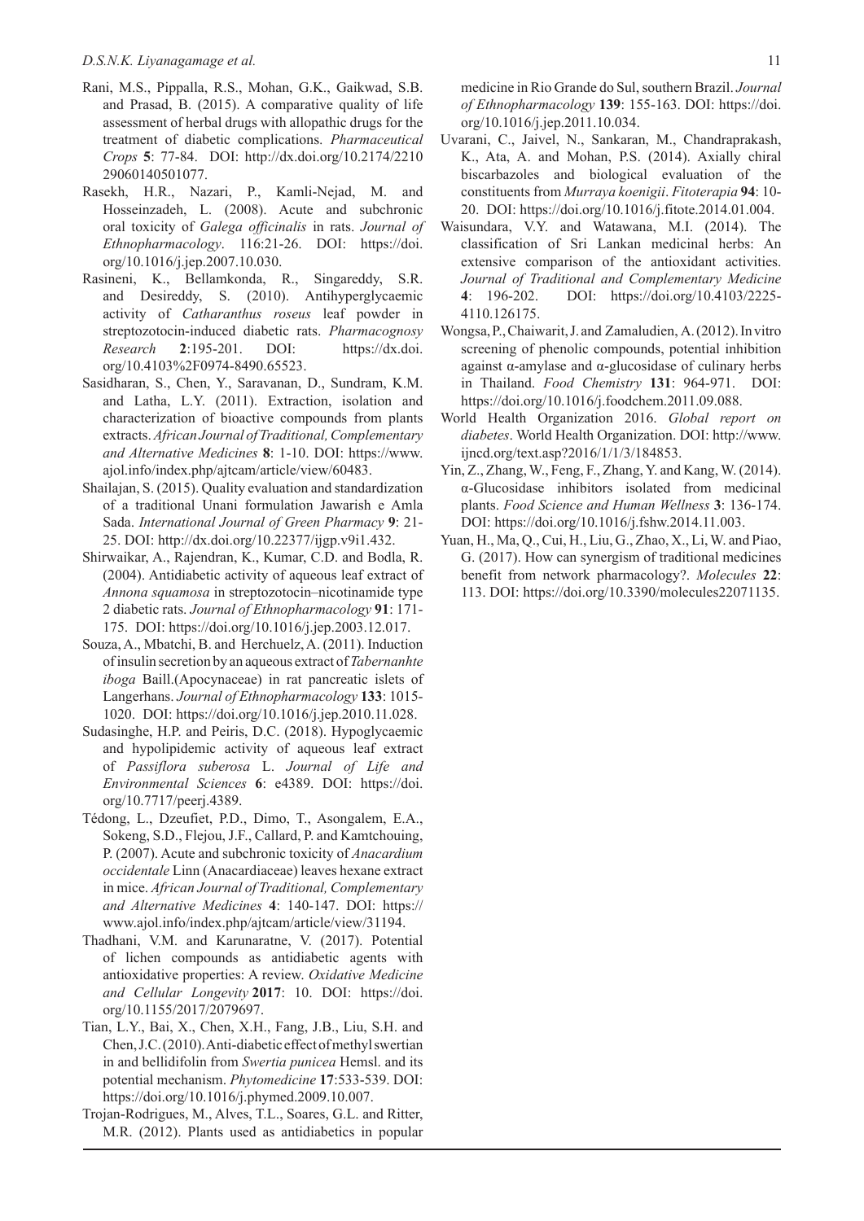Rani, M.S., Pippalla, R.S., Mohan, G.K., Gaikwad, S.B. and Prasad, B. (2015). A comparative quality of life assessment of herbal drugs with allopathic drugs for the treatment of diabetic complications. *Pharmaceutical Crops* **5**: 77-84. DOI: http://dx.doi.org/10.2174/2210 29060140501077.

Rasekh, H.R., Nazari, P., Kamli-Nejad, M. and Hosseinzadeh, L. (2008). Acute and subchronic oral toxicity of *Galega officinalis* in rats. *Journal of Ethnopharmacology*. 116:21-26. DOI: https://doi.org/10.1016/j.jep.2007.10.030.

Rasineni, K., Bellamkonda, R., Singareddy, S.R. and Desireddy, S. (2010). Antihyperglycaemic activity of *Catharanthus roseus* leaf powder in streptozotocin-induced diabetic rats. *Pharmacognosy Research* **2**:195-201. DOI: https://dx.doi.org/10.4103%2F0974-8490.65523.

Sasidharan, S., Chen, Y., Saravanan, D., Sundram, K.M. and Latha, L.Y. (2011). Extraction, isolation and characterization of bioactive compounds from plants extracts. *African Journal of Traditional, Complementary and Alternative Medicines* **8**: 1-10. DOI: https://www.ajol.info/index.php/ajtcam/article/view/60483.

Shailajan, S. (2015). Quality evaluation and standardization of a traditional Unani formulation Jawarish e Amla Sada. *International Journal of Green Pharmacy* **9**: 21-25. DOI: http://dx.doi.org/10.22377/ijgp.v9i1.432.

Shirwaikar, A., Rajendran, K., Kumar, C.D. and Bodla, R. (2004). Antidiabetic activity of aqueous leaf extract of *Annona squamosa* in streptozotocin–nicotinamide type 2 diabetic rats. *Journal of Ethnopharmacology* **91**: 171-175. DOI: https://doi.org/10.1016/j.jep.2003.12.017.

Souza, A., Mbatchi, B. and Herchuelz, A. (2011). Induction of insulin secretion by an aqueous extract of *Tabernanhte iboga* Baill.(Apocynaceae) in rat pancreatic islets of Langerhans. *Journal of Ethnopharmacology* **133**: 1015-1020. DOI: https://doi.org/10.1016/j.jep.2010.11.028.

Sudasinghe, H.P. and Peiris, D.C. (2018). Hypoglycaemic and hypolipidemic activity of aqueous leaf extract of *Passiflora suberosa* L. *Journal of Life and Environmental Sciences* **6**: e4389. DOI: https://doi.org/10.7717/peerj.4389.

Tédong, L., Dzeufiet, P.D., Dimo, T., Asongalem, E.A., Sokeng, S.D., Flejou, J.F., Callard, P. and Kamtchouing, P. (2007). Acute and subchronic toxicity of *Anacardium occidentale* Linn (Anacardiaceae) leaves hexane extract in mice. *African Journal of Traditional, Complementary and Alternative Medicines* **4**: 140-147. DOI: https://www.ajol.info/index.php/ajtcam/article/view/31194.

Thadhani, V.M. and Karunaratne, V. (2017). Potential of lichen compounds as antidiabetic agents with antioxidative properties: A review. *Oxidative Medicine and Cellular Longevity* **2017**: 10. DOI: https://doi.org/10.1155/2017/2079697.

Tian, L.Y., Bai, X., Chen, X.H., Fang, J.B., Liu, S.H. and Chen, J.C. (2010). Anti-diabetic effect of methyl swertian in and bellidifolin from *Swertia punicea* Hemsl. and its potential mechanism. *Phytomedicine* **17**:533-539. DOI: https://doi.org/10.1016/j.phymed.2009.10.007.

Trojan-Rodrigues, M., Alves, T.L., Soares, G.L. and Ritter, M.R. (2012). Plants used as antidiabetics in popular medicine in Rio Grande do Sul, southern Brazil. *Journal of Ethnopharmacology* **139**: 155-163. DOI: https://doi.org/10.1016/j.jep.2011.10.034.

Uvarani, C., Jaivel, N., Sankaran, M., Chandraprakash, K., Ata, A. and Mohan, P.S. (2014). Axially chiral biscarbazoles and biological evaluation of the constituents from *Murraya koenigii*. *Fitoterapia* **94**: 10-20. DOI: https://doi.org/10.1016/j.fitote.2014.01.004.

Waisundara, V.Y. and Watawana, M.I. (2014). The classification of Sri Lankan medicinal herbs: An extensive comparison of the antioxidant activities. *Journal of Traditional and Complementary Medicine* **4**: 196-202. DOI: https://doi.org/10.4103/2225-4110.126175.

Wongsa, P., Chaiwarit, J. and Zamaludien, A. (2012). In vitro screening of phenolic compounds, potential inhibition against α-amylase and α-glucosidase of culinary herbs in Thailand. *Food Chemistry* **131**: 964-971. DOI: https://doi.org/10.1016/j.foodchem.2011.09.088.

World Health Organization 2016. *Global report on diabetes*. World Health Organization. DOI: http://www.ijncd.org/text.asp?2016/1/1/3/184853.

Yin, Z., Zhang, W., Feng, F., Zhang, Y. and Kang, W. (2014). α-Glucosidase inhibitors isolated from medicinal plants. *Food Science and Human Wellness* **3**: 136-174. DOI: https://doi.org/10.1016/j.fshw.2014.11.003.

Yuan, H., Ma, Q., Cui, H., Liu, G., Zhao, X., Li, W. and Piao, G. (2017). How can synergism of traditional medicines benefit from network pharmacology?. *Molecules* **22**: 113. DOI: https://doi.org/10.3390/molecules22071135.